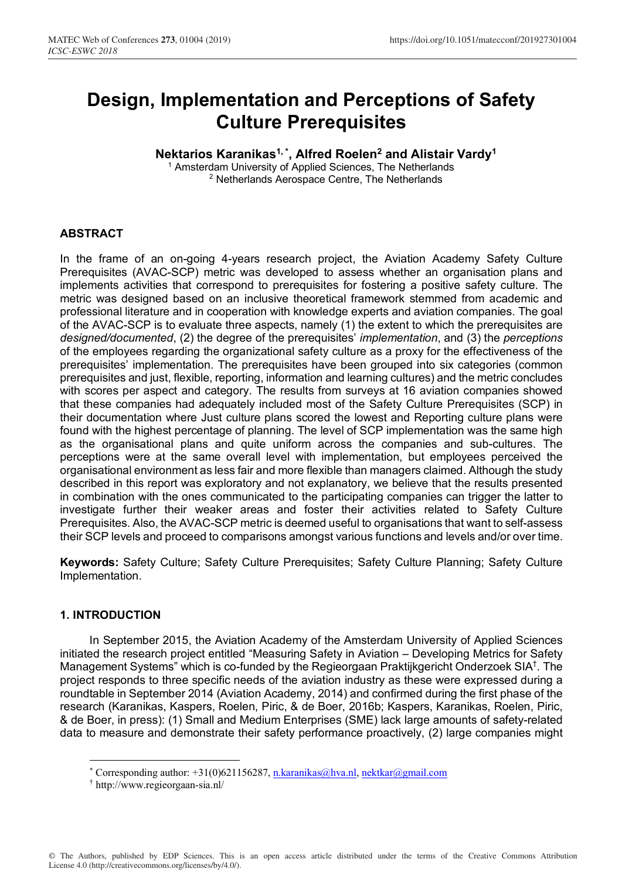# Design, Implementation and Perceptions of Safety Culture Prerequisites

**Nektarios Karanikas[1,*], Alfred Roelen[2] and Alistair Vardy[1]**

[1] Amsterdam University of Applied Sciences, The Netherlands
[2] Netherlands Aerospace Centre, The Netherlands

## ABSTRACT

In the frame of an on-going 4-years research project, the Aviation Academy Safety Culture Prerequisites (AVAC-SCP) metric was developed to assess whether an organisation plans and implements activities that correspond to prerequisites for fostering a positive safety culture. The metric was designed based on an inclusive theoretical framework stemmed from academic and professional literature and in cooperation with knowledge experts and aviation companies. The goal of the AVAC-SCP is to evaluate three aspects, namely (1) the extent to which the prerequisites are *designed/documented*, (2) the degree of the prerequisites' *implementation*, and (3) the *perceptions* of the employees regarding the organizational safety culture as a proxy for the effectiveness of the prerequisites' implementation. The prerequisites have been grouped into six categories (common prerequisites and just, flexible, reporting, information and learning cultures) and the metric concludes with scores per aspect and category. The results from surveys at 16 aviation companies showed that these companies had adequately included most of the Safety Culture Prerequisites (SCP) in their documentation where Just culture plans scored the lowest and Reporting culture plans were found with the highest percentage of planning. The level of SCP implementation was the same high as the organisational plans and quite uniform across the companies and sub-cultures. The perceptions were at the same overall level with implementation, but employees perceived the organisational environment as less fair and more flexible than managers claimed. Although the study described in this report was exploratory and not explanatory, we believe that the results presented in combination with the ones communicated to the participating companies can trigger the latter to investigate further their weaker areas and foster their activities related to Safety Culture Prerequisites. Also, the AVAC-SCP metric is deemed useful to organisations that want to self-assess their SCP levels and proceed to comparisons amongst various functions and levels and/or over time.

**Keywords:** Safety Culture; Safety Culture Prerequisites; Safety Culture Planning; Safety Culture Implementation.

## 1. INTRODUCTION

In September 2015, the Aviation Academy of the Amsterdam University of Applied Sciences initiated the research project entitled "Measuring Safety in Aviation – Developing Metrics for Safety Management Systems" which is co-funded by the Regieorgaan Praktijkgericht Onderzoek SIA[†]. The project responds to three specific needs of the aviation industry as these were expressed during a roundtable in September 2014 (Aviation Academy, 2014) and confirmed during the first phase of the research (Karanikas, Kaspers, Roelen, Piric, & de Boer, 2016b; Kaspers, Karanikas, Roelen, Piric, & de Boer, in press): (1) Small and Medium Enterprises (SME) lack large amounts of safety-related data to measure and demonstrate their safety performance proactively, (2) large companies might

---

[*] Corresponding author: +31(0)621156287, n.karanikas@hva.nl, nektkar@gmail.com

[†] http://www.regieorgaan-sia.nl/

© The Authors, published by EDP Sciences. This is an open access article distributed under the terms of the Creative Commons Attribution License 4.0 (http://creativecommons.org/licenses/by/4.0/).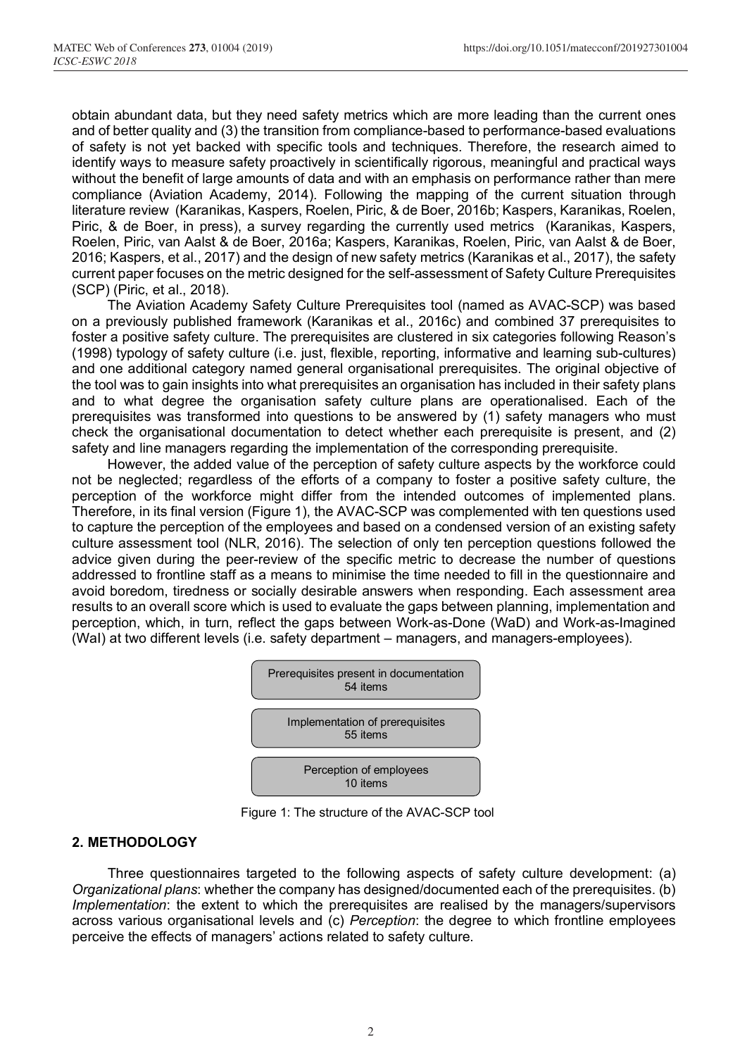obtain abundant data, but they need safety metrics which are more leading than the current ones and of better quality and (3) the transition from compliance-based to performance-based evaluations of safety is not yet backed with specific tools and techniques. Therefore, the research aimed to identify ways to measure safety proactively in scientifically rigorous, meaningful and practical ways without the benefit of large amounts of data and with an emphasis on performance rather than mere compliance (Aviation Academy, 2014). Following the mapping of the current situation through literature review (Karanikas, Kaspers, Roelen, Piric, & de Boer, 2016b; Kaspers, Karanikas, Roelen, Piric, & de Boer, in press), a survey regarding the currently used metrics (Karanikas, Kaspers, Roelen, Piric, van Aalst & de Boer, 2016a; Kaspers, Karanikas, Roelen, Piric, van Aalst & de Boer, 2016; Kaspers, et al., 2017) and the design of new safety metrics (Karanikas et al., 2017), the safety current paper focuses on the metric designed for the self-assessment of Safety Culture Prerequisites (SCP) (Piric, et al., 2018).

The Aviation Academy Safety Culture Prerequisites tool (named as AVAC-SCP) was based on a previously published framework (Karanikas et al., 2016c) and combined 37 prerequisites to foster a positive safety culture. The prerequisites are clustered in six categories following Reason's (1998) typology of safety culture (i.e. just, flexible, reporting, informative and learning sub-cultures) and one additional category named general organisational prerequisites. The original objective of the tool was to gain insights into what prerequisites an organisation has included in their safety plans and to what degree the organisation safety culture plans are operationalised. Each of the prerequisites was transformed into questions to be answered by (1) safety managers who must check the organisational documentation to detect whether each prerequisite is present, and (2) safety and line managers regarding the implementation of the corresponding prerequisite.

However, the added value of the perception of safety culture aspects by the workforce could not be neglected; regardless of the efforts of a company to foster a positive safety culture, the perception of the workforce might differ from the intended outcomes of implemented plans. Therefore, in its final version (Figure 1), the AVAC-SCP was complemented with ten questions used to capture the perception of the employees and based on a condensed version of an existing safety culture assessment tool (NLR, 2016). The selection of only ten perception questions followed the advice given during the peer-review of the specific metric to decrease the number of questions addressed to frontline staff as a means to minimise the time needed to fill in the questionnaire and avoid boredom, tiredness or socially desirable answers when responding. Each assessment area results to an overall score which is used to evaluate the gaps between planning, implementation and perception, which, in turn, reflect the gaps between Work-as-Done (WaD) and Work-as-Imagined (WaI) at two different levels (i.e. safety department – managers, and managers-employees).

Prerequisites present in documentation
54 items

Implementation of prerequisites
55 items

Perception of employees
10 items

Figure 1: The structure of the AVAC-SCP tool

## 2. METHODOLOGY

Three questionnaires targeted to the following aspects of safety culture development: (a) *Organizational plans*: whether the company has designed/documented each of the prerequisites. (b) *Implementation*: the extent to which the prerequisites are realised by the managers/supervisors across various organisational levels and (c) *Perception*: the degree to which frontline employees perceive the effects of managers' actions related to safety culture.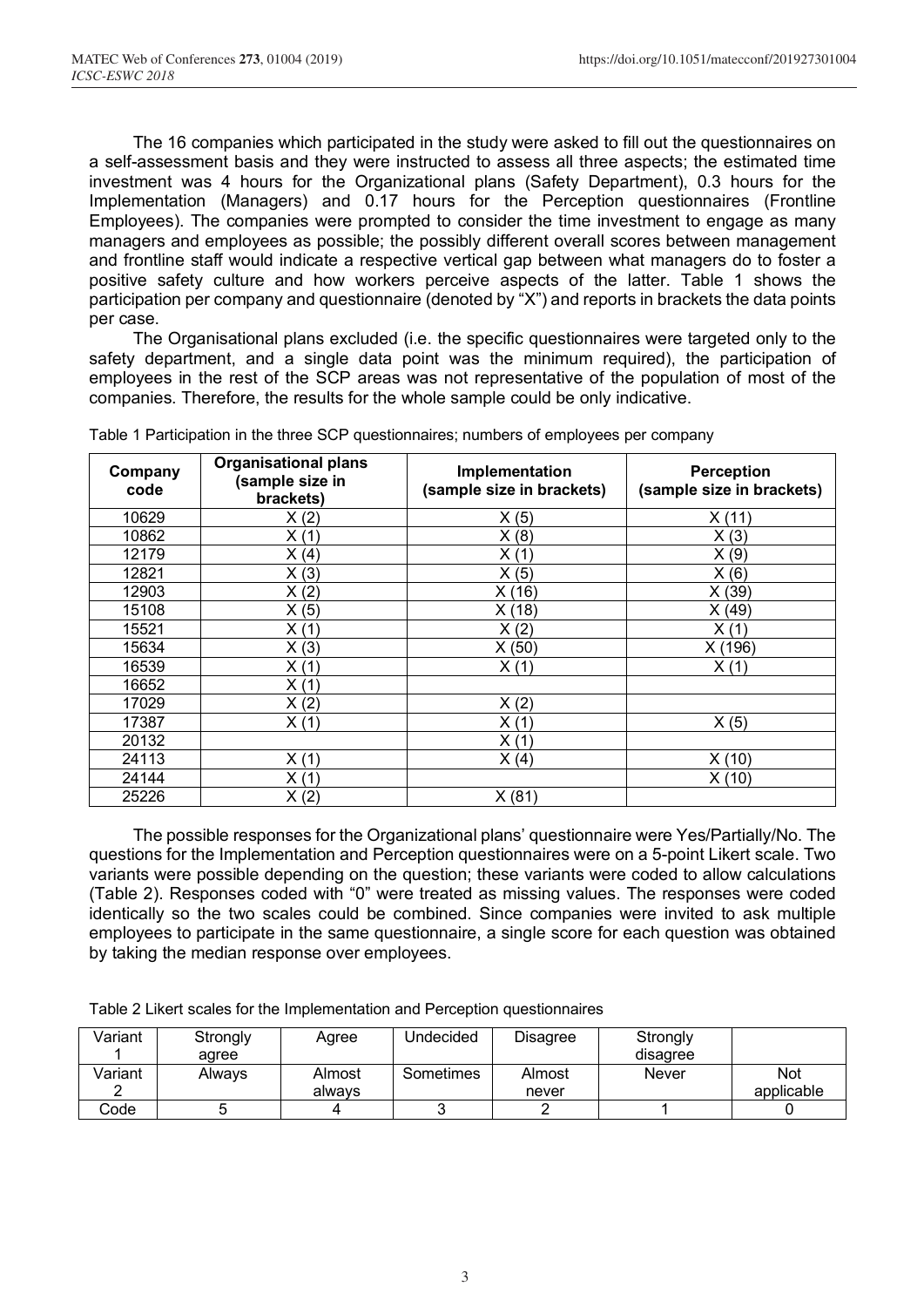The 16 companies which participated in the study were asked to fill out the questionnaires on a self-assessment basis and they were instructed to assess all three aspects; the estimated time investment was 4 hours for the Organizational plans (Safety Department), 0.3 hours for the Implementation (Managers) and 0.17 hours for the Perception questionnaires (Frontline Employees). The companies were prompted to consider the time investment to engage as many managers and employees as possible; the possibly different overall scores between management and frontline staff would indicate a respective vertical gap between what managers do to foster a positive safety culture and how workers perceive aspects of the latter. Table 1 shows the participation per company and questionnaire (denoted by "X") and reports in brackets the data points per case.

The Organisational plans excluded (i.e. the specific questionnaires were targeted only to the safety department, and a single data point was the minimum required), the participation of employees in the rest of the SCP areas was not representative of the population of most of the companies. Therefore, the results for the whole sample could be only indicative.

Table 1 Participation in the three SCP questionnaires; numbers of employees per company

| Company code | Organisational plans (sample size in brackets) | Implementation (sample size in brackets) | Perception (sample size in brackets) |
|---|---|---|---|
| 10629 | X (2) | X (5) | X (11) |
| 10862 | X (1) | X (8) | X (3) |
| 12179 | X (4) | X (1) | X (9) |
| 12821 | X (3) | X (5) | X (6) |
| 12903 | X (2) | X (16) | X (39) |
| 15108 | X (5) | X (18) | X (49) |
| 15521 | X (1) | X (2) | X (1) |
| 15634 | X (3) | X (50) | X (196) |
| 16539 | X (1) | X (1) | X (1) |
| 16652 | X (1) | | |
| 17029 | X (2) | X (2) | |
| 17387 | X (1) | X (1) | X (5) |
| 20132 | | X (1) | |
| 24113 | X (1) | X (4) | X (10) |
| 24144 | X (1) | | X (10) |
| 25226 | X (2) | X (81) | |

The possible responses for the Organizational plans' questionnaire were Yes/Partially/No. The questions for the Implementation and Perception questionnaires were on a 5-point Likert scale. Two variants were possible depending on the question; these variants were coded to allow calculations (Table 2). Responses coded with "0" were treated as missing values. The responses were coded identically so the two scales could be combined. Since companies were invited to ask multiple employees to participate in the same questionnaire, a single score for each question was obtained by taking the median response over employees.

Table 2 Likert scales for the Implementation and Perception questionnaires

| Variant 1 | Strongly agree | Agree | Undecided | Disagree | Strongly disagree | |
|---|---|---|---|---|---|---|
| Variant 2 | Always | Almost always | Sometimes | Almost never | Never | Not applicable |
| Code | 5 | 4 | 3 | 2 | 1 | 0 |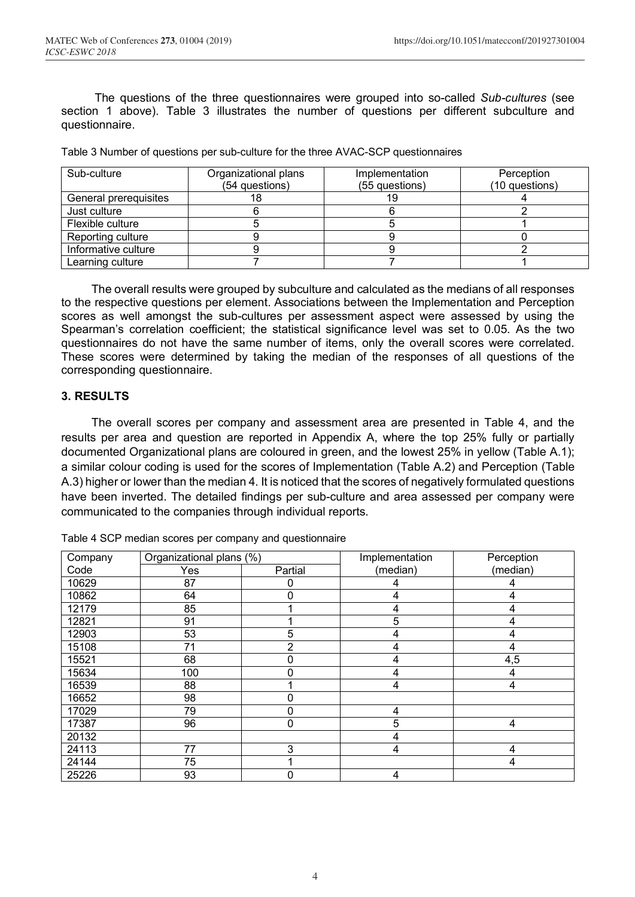The questions of the three questionnaires were grouped into so-called *Sub-cultures* (see section 1 above). Table 3 illustrates the number of questions per different subculture and questionnaire.

Table 3 Number of questions per sub-culture for the three AVAC-SCP questionnaires

| Sub-culture | Organizational plans (54 questions) | Implementation (55 questions) | Perception (10 questions) |
|---|---|---|---|
| General prerequisites | 18 | 19 | 4 |
| Just culture | 6 | 6 | 2 |
| Flexible culture | 5 | 5 | 1 |
| Reporting culture | 9 | 9 | 0 |
| Informative culture | 9 | 9 | 2 |
| Learning culture | 7 | 7 | 1 |

The overall results were grouped by subculture and calculated as the medians of all responses to the respective questions per element. Associations between the Implementation and Perception scores as well amongst the sub-cultures per assessment aspect were assessed by using the Spearman's correlation coefficient; the statistical significance level was set to 0.05. As the two questionnaires do not have the same number of items, only the overall scores were correlated. These scores were determined by taking the median of the responses of all questions of the corresponding questionnaire.

## 3. RESULTS

The overall scores per company and assessment area are presented in Table 4, and the results per area and question are reported in Appendix A, where the top 25% fully or partially documented Organizational plans are coloured in green, and the lowest 25% in yellow (Table A.1); a similar colour coding is used for the scores of Implementation (Table A.2) and Perception (Table A.3) higher or lower than the median 4. It is noticed that the scores of negatively formulated questions have been inverted. The detailed findings per sub-culture and area assessed per company were communicated to the companies through individual reports.

Table 4 SCP median scores per company and questionnaire

| Company Code | Organizational plans (%) | | Implementation (median) | Perception (median) |
|---|---|---|---|---|
| | Yes | Partial | | |
| 10629 | 87 | 0 | 4 | 4 |
| 10862 | 64 | 0 | 4 | 4 |
| 12179 | 85 | 1 | 4 | 4 |
| 12821 | 91 | 1 | 5 | 4 |
| 12903 | 53 | 5 | 4 | 4 |
| 15108 | 71 | 2 | 4 | 4 |
| 15521 | 68 | 0 | 4 | 4,5 |
| 15634 | 100 | 0 | 4 | 4 |
| 16539 | 88 | 1 | 4 | 4 |
| 16652 | 98 | 0 | | |
| 17029 | 79 | 0 | 4 | |
| 17387 | 96 | 0 | 5 | 4 |
| 20132 | | | 4 | |
| 24113 | 77 | 3 | 4 | 4 |
| 24144 | 75 | 1 | | 4 |
| 25226 | 93 | 0 | 4 | |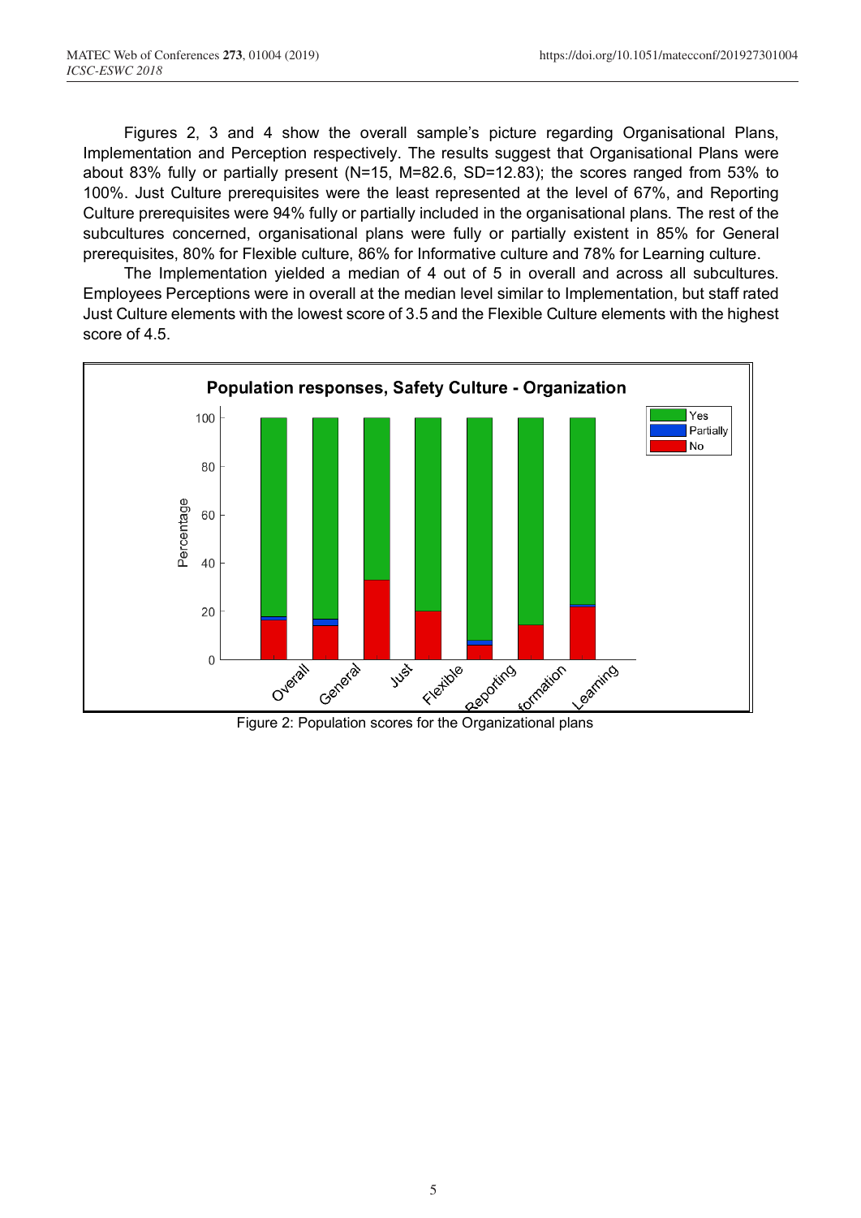Figures 2, 3 and 4 show the overall sample's picture regarding Organisational Plans, Implementation and Perception respectively. The results suggest that Organisational Plans were about 83% fully or partially present (N=15, M=82.6, SD=12.83); the scores ranged from 53% to 100%. Just Culture prerequisites were the least represented at the level of 67%, and Reporting Culture prerequisites were 94% fully or partially included in the organisational plans. The rest of the subcultures concerned, organisational plans were fully or partially existent in 85% for General prerequisites, 80% for Flexible culture, 86% for Informative culture and 78% for Learning culture.

The Implementation yielded a median of 4 out of 5 in overall and across all subcultures. Employees Perceptions were in overall at the median level similar to Implementation, but staff rated Just Culture elements with the lowest score of 3.5 and the Flexible Culture elements with the highest score of 4.5.

Figure 2: Population scores for the Organizational plans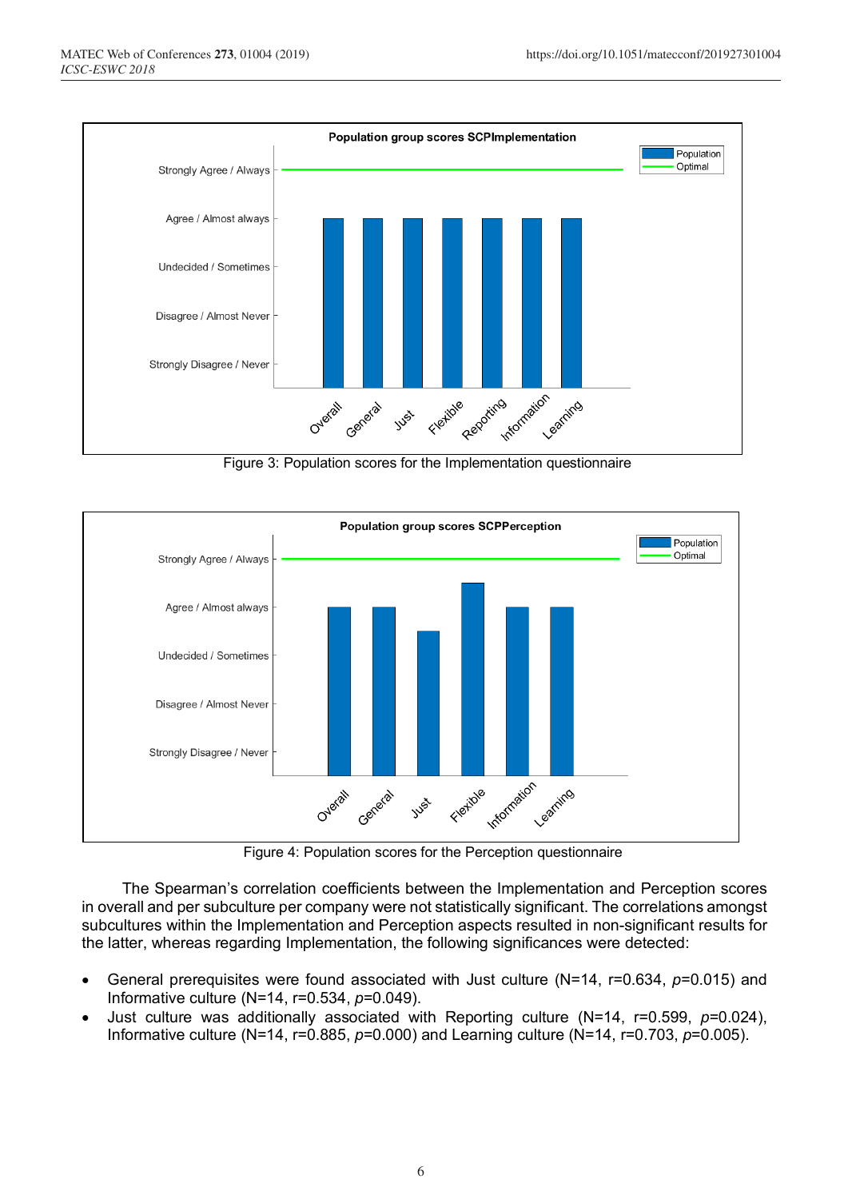Figure 3: Population scores for the Implementation questionnaire

Figure 4: Population scores for the Perception questionnaire

The Spearman's correlation coefficients between the Implementation and Perception scores in overall and per subculture per company were not statistically significant. The correlations amongst subcultures within the Implementation and Perception aspects resulted in non-significant results for the latter, whereas regarding Implementation, the following significances were detected:

- General prerequisites were found associated with Just culture (N=14, r=0.634, $p$=0.015) and Informative culture (N=14, r=0.534, $p$=0.049).
- Just culture was additionally associated with Reporting culture (N=14, r=0.599, $p$=0.024), Informative culture (N=14, r=0.885, $p$=0.000) and Learning culture (N=14, r=0.703, $p$=0.005).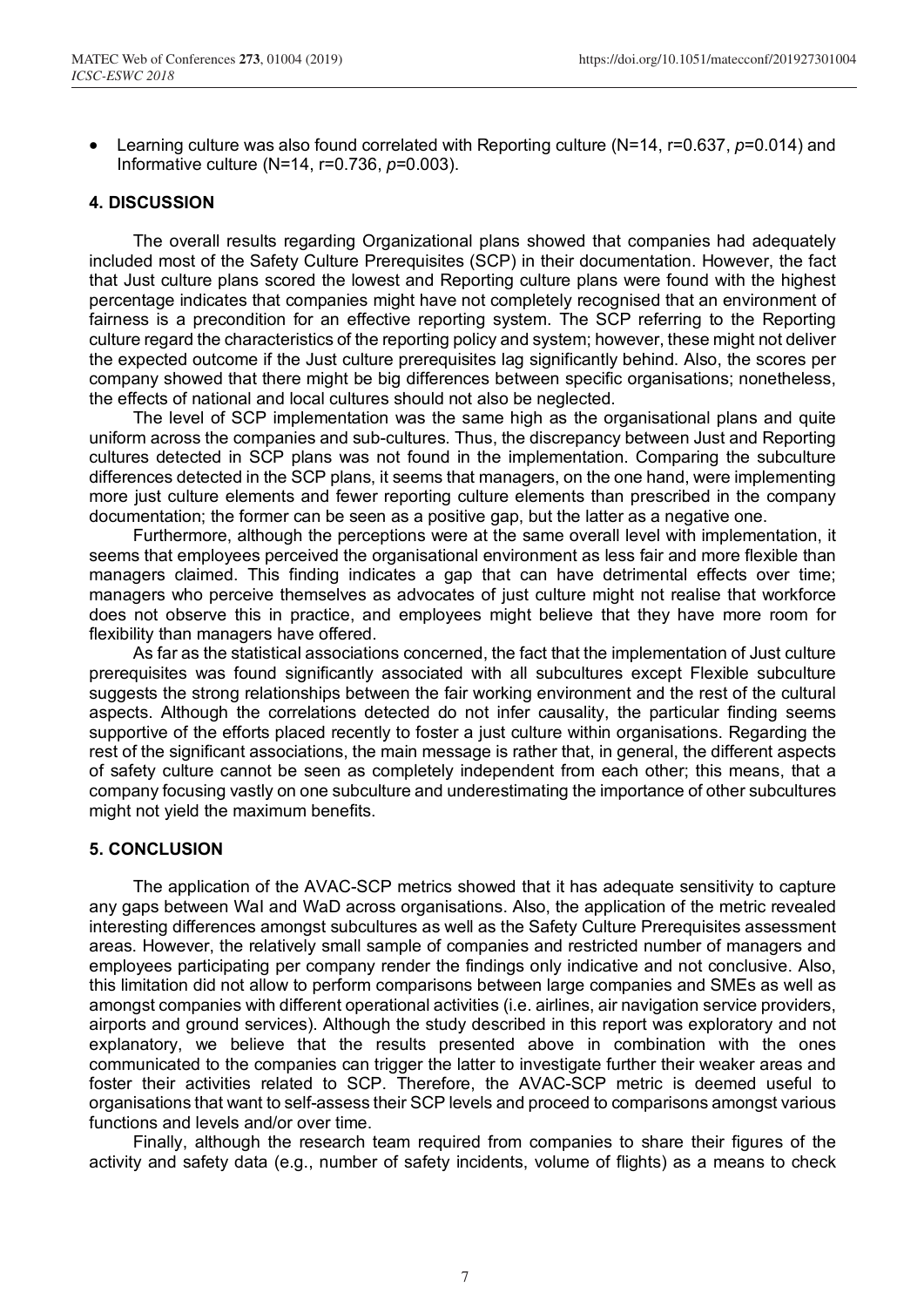- Learning culture was also found correlated with Reporting culture (N=14, r=0.637, $p$=0.014) and Informative culture (N=14, r=0.736, $p$=0.003).

## 4. DISCUSSION

The overall results regarding Organizational plans showed that companies had adequately included most of the Safety Culture Prerequisites (SCP) in their documentation. However, the fact that Just culture plans scored the lowest and Reporting culture plans were found with the highest percentage indicates that companies might have not completely recognised that an environment of fairness is a precondition for an effective reporting system. The SCP referring to the Reporting culture regard the characteristics of the reporting policy and system; however, these might not deliver the expected outcome if the Just culture prerequisites lag significantly behind. Also, the scores per company showed that there might be big differences between specific organisations; nonetheless, the effects of national and local cultures should not also be neglected.

The level of SCP implementation was the same high as the organisational plans and quite uniform across the companies and sub-cultures. Thus, the discrepancy between Just and Reporting cultures detected in SCP plans was not found in the implementation. Comparing the subculture differences detected in the SCP plans, it seems that managers, on the one hand, were implementing more just culture elements and fewer reporting culture elements than prescribed in the company documentation; the former can be seen as a positive gap, but the latter as a negative one.

Furthermore, although the perceptions were at the same overall level with implementation, it seems that employees perceived the organisational environment as less fair and more flexible than managers claimed. This finding indicates a gap that can have detrimental effects over time; managers who perceive themselves as advocates of just culture might not realise that workforce does not observe this in practice, and employees might believe that they have more room for flexibility than managers have offered.

As far as the statistical associations concerned, the fact that the implementation of Just culture prerequisites was found significantly associated with all subcultures except Flexible subculture suggests the strong relationships between the fair working environment and the rest of the cultural aspects. Although the correlations detected do not infer causality, the particular finding seems supportive of the efforts placed recently to foster a just culture within organisations. Regarding the rest of the significant associations, the main message is rather that, in general, the different aspects of safety culture cannot be seen as completely independent from each other; this means, that a company focusing vastly on one subculture and underestimating the importance of other subcultures might not yield the maximum benefits.

## 5. CONCLUSION

The application of the AVAC-SCP metrics showed that it has adequate sensitivity to capture any gaps between WaI and WaD across organisations. Also, the application of the metric revealed interesting differences amongst subcultures as well as the Safety Culture Prerequisites assessment areas. However, the relatively small sample of companies and restricted number of managers and employees participating per company render the findings only indicative and not conclusive. Also, this limitation did not allow to perform comparisons between large companies and SMEs as well as amongst companies with different operational activities (i.e. airlines, air navigation service providers, airports and ground services). Although the study described in this report was exploratory and not explanatory, we believe that the results presented above in combination with the ones communicated to the companies can trigger the latter to investigate further their weaker areas and foster their activities related to SCP. Therefore, the AVAC-SCP metric is deemed useful to organisations that want to self-assess their SCP levels and proceed to comparisons amongst various functions and levels and/or over time.

Finally, although the research team required from companies to share their figures of the activity and safety data (e.g., number of safety incidents, volume of flights) as a means to check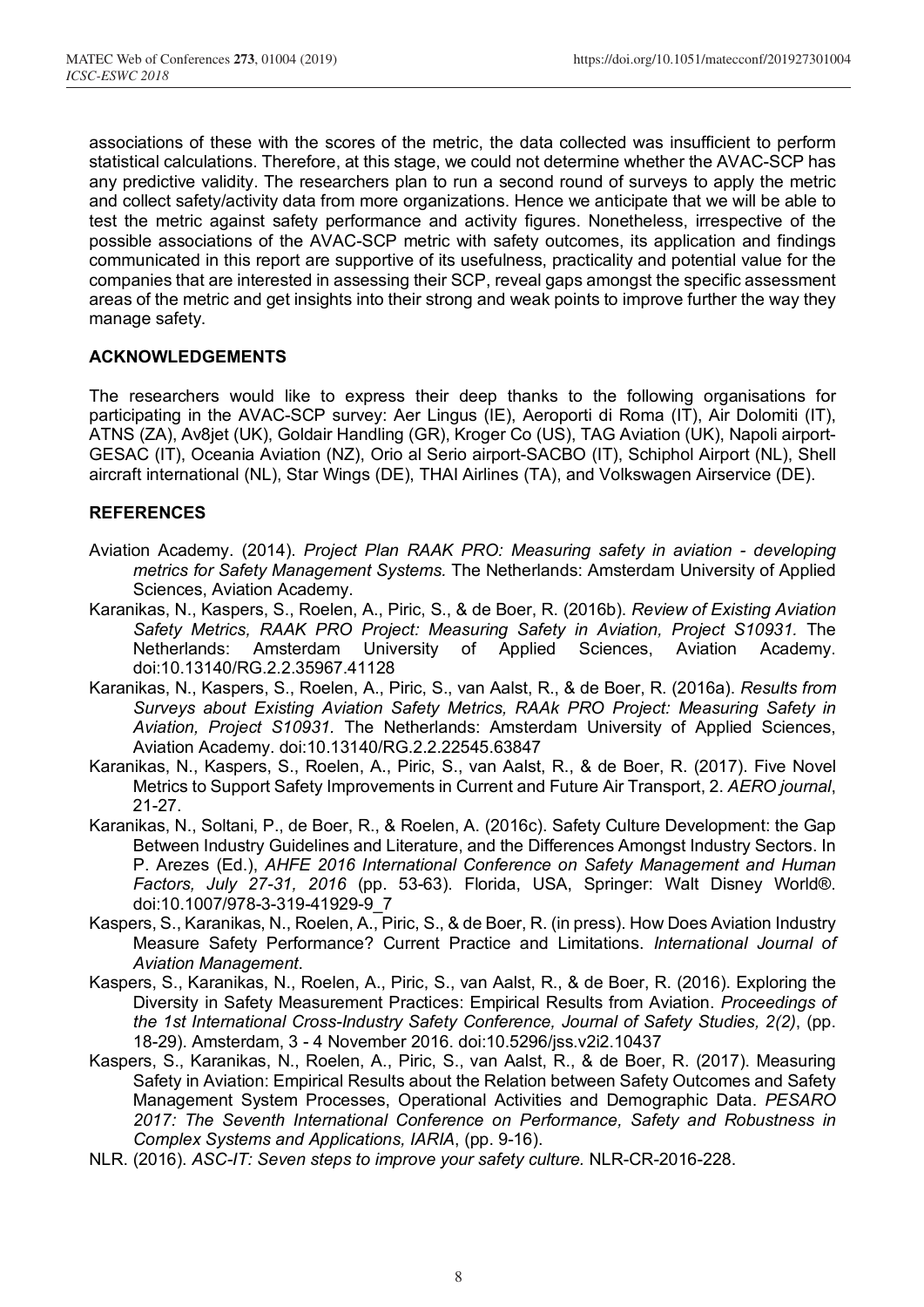associations of these with the scores of the metric, the data collected was insufficient to perform statistical calculations. Therefore, at this stage, we could not determine whether the AVAC-SCP has any predictive validity. The researchers plan to run a second round of surveys to apply the metric and collect safety/activity data from more organizations. Hence we anticipate that we will be able to test the metric against safety performance and activity figures. Nonetheless, irrespective of the possible associations of the AVAC-SCP metric with safety outcomes, its application and findings communicated in this report are supportive of its usefulness, practicality and potential value for the companies that are interested in assessing their SCP, reveal gaps amongst the specific assessment areas of the metric and get insights into their strong and weak points to improve further the way they manage safety.

## ACKNOWLEDGEMENTS

The researchers would like to express their deep thanks to the following organisations for participating in the AVAC-SCP survey: Aer Lingus (IE), Aeroporti di Roma (IT), Air Dolomiti (IT), ATNS (ZA), Av8jet (UK), Goldair Handling (GR), Kroger Co (US), TAG Aviation (UK), Napoli airport-GESAC (IT), Oceania Aviation (NZ), Orio al Serio airport-SACBO (IT), Schiphol Airport (NL), Shell aircraft international (NL), Star Wings (DE), THAI Airlines (TA), and Volkswagen Airservice (DE).

## REFERENCES

Aviation Academy. (2014). *Project Plan RAAK PRO: Measuring safety in aviation - developing metrics for Safety Management Systems.* The Netherlands: Amsterdam University of Applied Sciences, Aviation Academy.

Karanikas, N., Kaspers, S., Roelen, A., Piric, S., & de Boer, R. (2016b). *Review of Existing Aviation Safety Metrics, RAAK PRO Project: Measuring Safety in Aviation, Project S10931.* The Netherlands: Amsterdam University of Applied Sciences, Aviation Academy. doi:10.13140/RG.2.2.35967.41128

Karanikas, N., Kaspers, S., Roelen, A., Piric, S., van Aalst, R., & de Boer, R. (2016a). *Results from Surveys about Existing Aviation Safety Metrics, RAAk PRO Project: Measuring Safety in Aviation, Project S10931.* The Netherlands: Amsterdam University of Applied Sciences, Aviation Academy. doi:10.13140/RG.2.2.22545.63847

Karanikas, N., Kaspers, S., Roelen, A., Piric, S., van Aalst, R., & de Boer, R. (2017). Five Novel Metrics to Support Safety Improvements in Current and Future Air Transport, 2. *AERO journal*, 21-27.

Karanikas, N., Soltani, P., de Boer, R., & Roelen, A. (2016c). Safety Culture Development: the Gap Between Industry Guidelines and Literature, and the Differences Amongst Industry Sectors. In P. Arezes (Ed.), *AHFE 2016 International Conference on Safety Management and Human Factors, July 27-31, 2016* (pp. 53-63). Florida, USA, Springer: Walt Disney World®. doi:10.1007/978-3-319-41929-9_7

Kaspers, S., Karanikas, N., Roelen, A., Piric, S., & de Boer, R. (in press). How Does Aviation Industry Measure Safety Performance? Current Practice and Limitations. *International Journal of Aviation Management*.

Kaspers, S., Karanikas, N., Roelen, A., Piric, S., van Aalst, R., & de Boer, R. (2016). Exploring the Diversity in Safety Measurement Practices: Empirical Results from Aviation. *Proceedings of the 1st International Cross-Industry Safety Conference, Journal of Safety Studies, 2(2)*, (pp. 18-29). Amsterdam, 3 - 4 November 2016. doi:10.5296/jss.v2i2.10437

Kaspers, S., Karanikas, N., Roelen, A., Piric, S., van Aalst, R., & de Boer, R. (2017). Measuring Safety in Aviation: Empirical Results about the Relation between Safety Outcomes and Safety Management System Processes, Operational Activities and Demographic Data. *PESARO 2017: The Seventh International Conference on Performance, Safety and Robustness in Complex Systems and Applications, IARIA*, (pp. 9-16).

NLR. (2016). *ASC-IT: Seven steps to improve your safety culture.* NLR-CR-2016-228.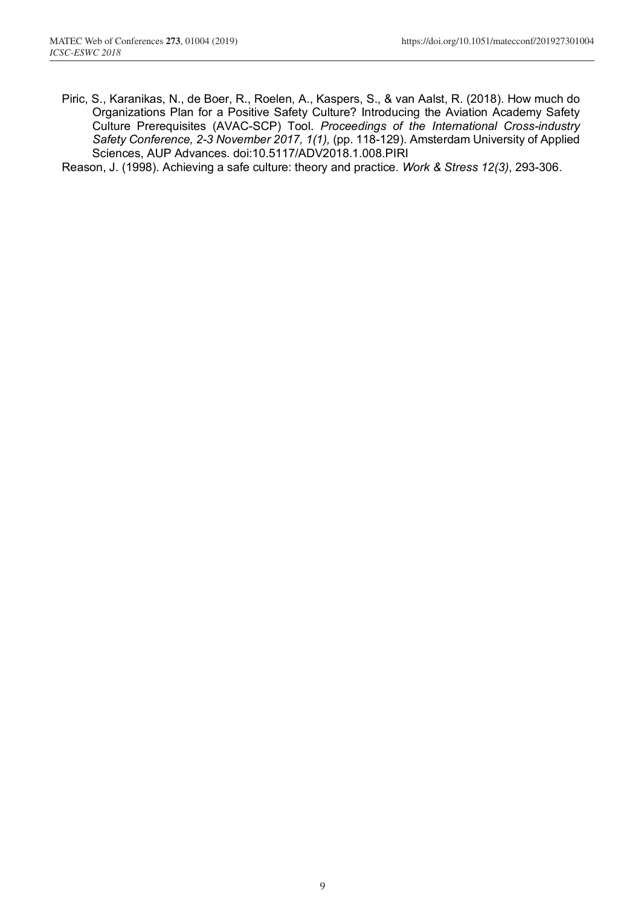Piric, S., Karanikas, N., de Boer, R., Roelen, A., Kaspers, S., & van Aalst, R. (2018). How much do Organizations Plan for a Positive Safety Culture? Introducing the Aviation Academy Safety Culture Prerequisites (AVAC-SCP) Tool. *Proceedings of the International Cross-industry Safety Conference, 2-3 November 2017, 1(1),* (pp. 118-129). Amsterdam University of Applied Sciences, AUP Advances. doi:10.5117/ADV2018.1.008.PIRI

Reason, J. (1998). Achieving a safe culture: theory and practice. *Work & Stress 12(3)*, 293-306.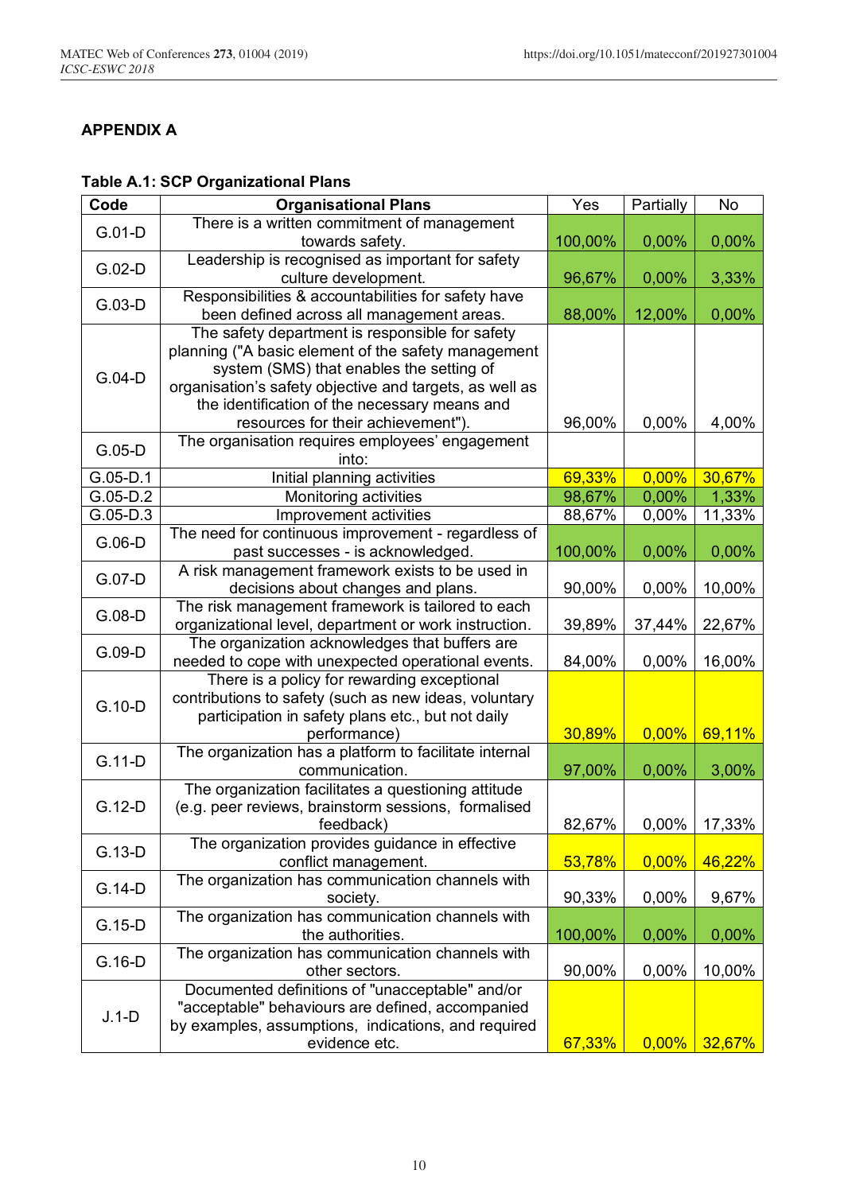## APPENDIX A

**Table A.1: SCP Organizational Plans**

| Code | Organisational Plans | Yes | Partially | No |
|---|---|---|---|---|
| G.01-D | There is a written commitment of management towards safety. | 100,00% | 0,00% | 0,00% |
| G.02-D | Leadership is recognised as important for safety culture development. | 96,67% | 0,00% | 3,33% |
| G.03-D | Responsibilities & accountabilities for safety have been defined across all management areas. | 88,00% | 12,00% | 0,00% |
| G.04-D | The safety department is responsible for safety planning ("A basic element of the safety management system (SMS) that enables the setting of organisation's safety objective and targets, as well as the identification of the necessary means and resources for their achievement"). | 96,00% | 0,00% | 4,00% |
| G.05-D | The organisation requires employees' engagement into: | | | |
| G.05-D.1 | Initial planning activities | 69,33% | 0,00% | 30,67% |
| G.05-D.2 | Monitoring activities | 98,67% | 0,00% | 1,33% |
| G.05-D.3 | Improvement activities | 88,67% | 0,00% | 11,33% |
| G.06-D | The need for continuous improvement - regardless of past successes - is acknowledged. | 100,00% | 0,00% | 0,00% |
| G.07-D | A risk management framework exists to be used in decisions about changes and plans. | 90,00% | 0,00% | 10,00% |
| G.08-D | The risk management framework is tailored to each organizational level, department or work instruction. | 39,89% | 37,44% | 22,67% |
| G.09-D | The organization acknowledges that buffers are needed to cope with unexpected operational events. | 84,00% | 0,00% | 16,00% |
| G.10-D | There is a policy for rewarding exceptional contributions to safety (such as new ideas, voluntary participation in safety plans etc., but not daily performance) | 30,89% | 0,00% | 69,11% |
| G.11-D | The organization has a platform to facilitate internal communication. | 97,00% | 0,00% | 3,00% |
| G.12-D | The organization facilitates a questioning attitude (e.g. peer reviews, brainstorm sessions, formalised feedback) | 82,67% | 0,00% | 17,33% |
| G.13-D | The organization provides guidance in effective conflict management. | 53,78% | 0,00% | 46,22% |
| G.14-D | The organization has communication channels with society. | 90,33% | 0,00% | 9,67% |
| G.15-D | The organization has communication channels with the authorities. | 100,00% | 0,00% | 0,00% |
| G.16-D | The organization has communication channels with other sectors. | 90,00% | 0,00% | 10,00% |
| J.1-D | Documented definitions of "unacceptable" and/or "acceptable" behaviours are defined, accompanied by examples, assumptions, indications, and required evidence etc. | 67,33% | 0,00% | 32,67% |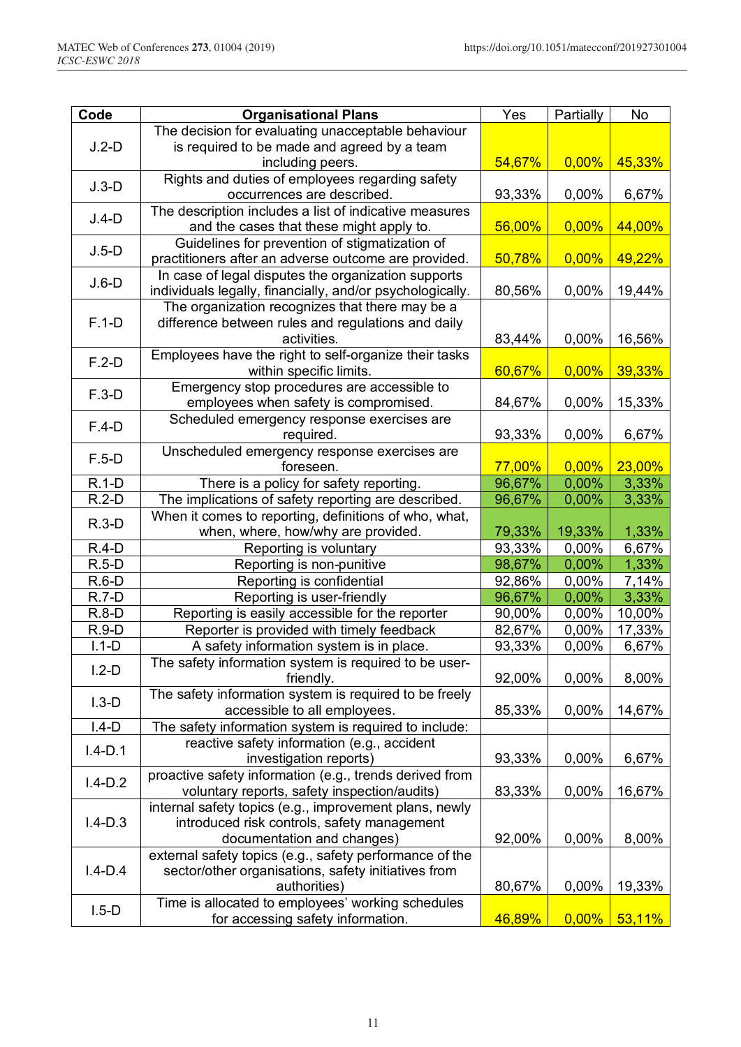| Code | Organisational Plans | Yes | Partially | No |
|---|---|---|---|---|
| J.2-D | The decision for evaluating unacceptable behaviour is required to be made and agreed by a team including peers. | 54,67% | 0,00% | 45,33% |
| J.3-D | Rights and duties of employees regarding safety occurrences are described. | 93,33% | 0,00% | 6,67% |
| J.4-D | The description includes a list of indicative measures and the cases that these might apply to. | 56,00% | 0,00% | 44,00% |
| J.5-D | Guidelines for prevention of stigmatization of practitioners after an adverse outcome are provided. | 50,78% | 0,00% | 49,22% |
| J.6-D | In case of legal disputes the organization supports individuals legally, financially, and/or psychologically. | 80,56% | 0,00% | 19,44% |
| F.1-D | The organization recognizes that there may be a difference between rules and regulations and daily activities. | 83,44% | 0,00% | 16,56% |
| F.2-D | Employees have the right to self-organize their tasks within specific limits. | 60,67% | 0,00% | 39,33% |
| F.3-D | Emergency stop procedures are accessible to employees when safety is compromised. | 84,67% | 0,00% | 15,33% |
| F.4-D | Scheduled emergency response exercises are required. | 93,33% | 0,00% | 6,67% |
| F.5-D | Unscheduled emergency response exercises are foreseen. | 77,00% | 0,00% | 23,00% |
| R.1-D | There is a policy for safety reporting. | 96,67% | 0,00% | 3,33% |
| R.2-D | The implications of safety reporting are described. | 96,67% | 0,00% | 3,33% |
| R.3-D | When it comes to reporting, definitions of who, what, when, where, how/why are provided. | 79,33% | 19,33% | 1,33% |
| R.4-D | Reporting is voluntary | 93,33% | 0,00% | 6,67% |
| R.5-D | Reporting is non-punitive | 98,67% | 0,00% | 1,33% |
| R.6-D | Reporting is confidential | 92,86% | 0,00% | 7,14% |
| R.7-D | Reporting is user-friendly | 96,67% | 0,00% | 3,33% |
| R.8-D | Reporting is easily accessible for the reporter | 90,00% | 0,00% | 10,00% |
| R.9-D | Reporter is provided with timely feedback | 82,67% | 0,00% | 17,33% |
| I.1-D | A safety information system is in place. | 93,33% | 0,00% | 6,67% |
| I.2-D | The safety information system is required to be user-friendly. | 92,00% | 0,00% | 8,00% |
| I.3-D | The safety information system is required to be freely accessible to all employees. | 85,33% | 0,00% | 14,67% |
| I.4-D | The safety information system is required to include: | | | |
| I.4-D.1 | reactive safety information (e.g., accident investigation reports) | 93,33% | 0,00% | 6,67% |
| I.4-D.2 | proactive safety information (e.g., trends derived from voluntary reports, safety inspection/audits) | 83,33% | 0,00% | 16,67% |
| I.4-D.3 | internal safety topics (e.g., improvement plans, newly introduced risk controls, safety management documentation and changes) | 92,00% | 0,00% | 8,00% |
| I.4-D.4 | external safety topics (e.g., safety performance of the sector/other organisations, safety initiatives from authorities) | 80,67% | 0,00% | 19,33% |
| I.5-D | Time is allocated to employees' working schedules for accessing safety information. | 46,89% | 0,00% | 53,11% |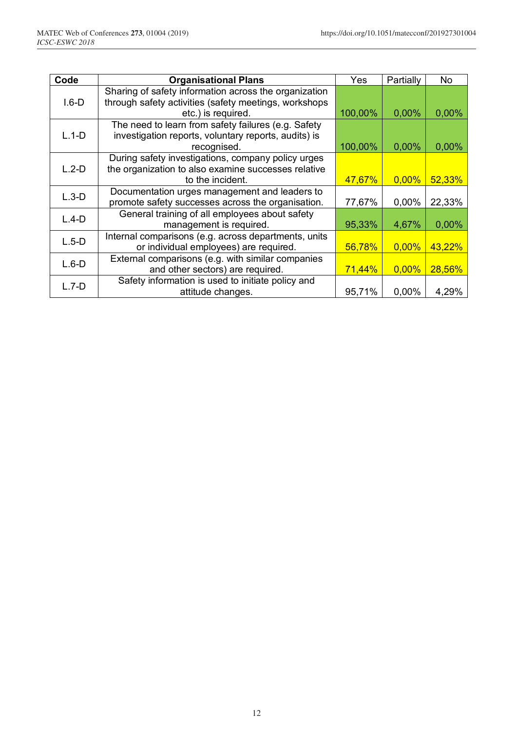| Code | Organisational Plans | Yes | Partially | No |
|---|---|---|---|---|
| I.6-D | Sharing of safety information across the organization through safety activities (safety meetings, workshops etc.) is required. | 100,00% | 0,00% | 0,00% |
| L.1-D | The need to learn from safety failures (e.g. Safety investigation reports, voluntary reports, audits) is recognised. | 100,00% | 0,00% | 0,00% |
| L.2-D | During safety investigations, company policy urges the organization to also examine successes relative to the incident. | 47,67% | 0,00% | 52,33% |
| L.3-D | Documentation urges management and leaders to promote safety successes across the organisation. | 77,67% | 0,00% | 22,33% |
| L.4-D | General training of all employees about safety management is required. | 95,33% | 4,67% | 0,00% |
| L.5-D | Internal comparisons (e.g. across departments, units or individual employees) are required. | 56,78% | 0,00% | 43,22% |
| L.6-D | External comparisons (e.g. with similar companies and other sectors) are required. | 71,44% | 0,00% | 28,56% |
| L.7-D | Safety information is used to initiate policy and attitude changes. | 95,71% | 0,00% | 4,29% |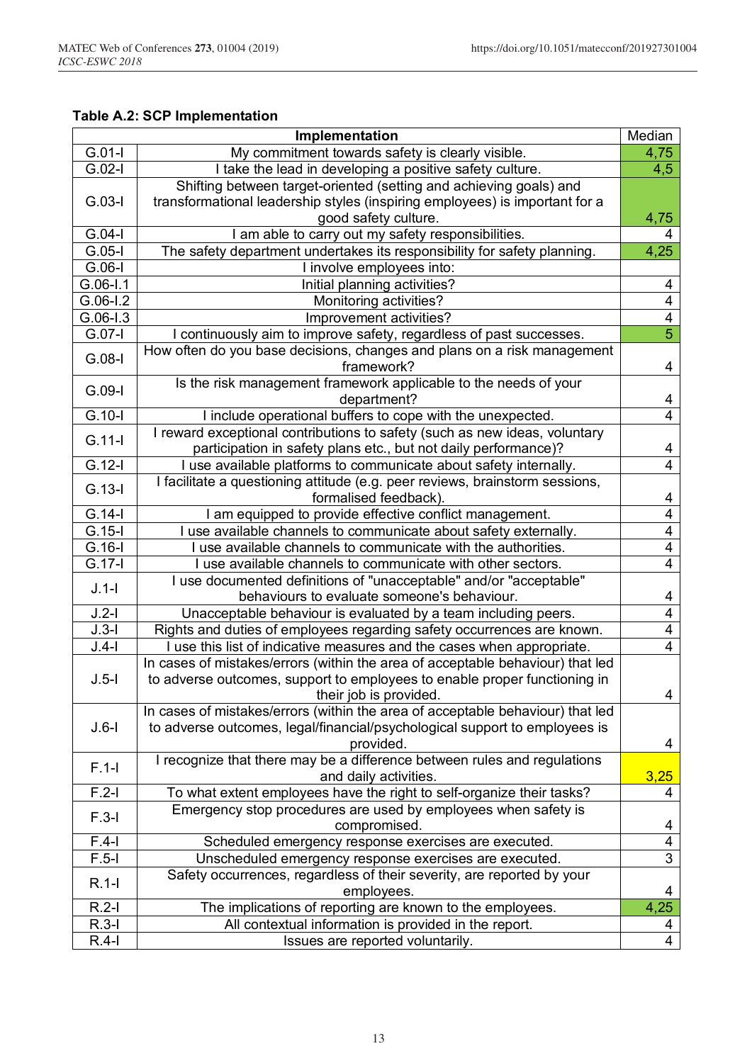**Table A.2: SCP Implementation**

| | Implementation | Median |
|---|---|---|
| G.01-I | My commitment towards safety is clearly visible. | 4,75 |
| G.02-I | I take the lead in developing a positive safety culture. | 4,5 |
| G.03-I | Shifting between target-oriented (setting and achieving goals) and transformational leadership styles (inspiring employees) is important for a good safety culture. | 4,75 |
| G.04-I | I am able to carry out my safety responsibilities. | 4 |
| G.05-I | The safety department undertakes its responsibility for safety planning. | 4,25 |
| G.06-I | I involve employees into: | |
| G.06-I.1 | Initial planning activities? | 4 |
| G.06-I.2 | Monitoring activities? | 4 |
| G.06-I.3 | Improvement activities? | 4 |
| G.07-I | I continuously aim to improve safety, regardless of past successes. | 5 |
| G.08-I | How often do you base decisions, changes and plans on a risk management framework? | 4 |
| G.09-I | Is the risk management framework applicable to the needs of your department? | 4 |
| G.10-I | I include operational buffers to cope with the unexpected. | 4 |
| G.11-I | I reward exceptional contributions to safety (such as new ideas, voluntary participation in safety plans etc., but not daily performance)? | 4 |
| G.12-I | I use available platforms to communicate about safety internally. | 4 |
| G.13-I | I facilitate a questioning attitude (e.g. peer reviews, brainstorm sessions, formalised feedback). | 4 |
| G.14-I | I am equipped to provide effective conflict management. | 4 |
| G.15-I | I use available channels to communicate about safety externally. | 4 |
| G.16-I | I use available channels to communicate with the authorities. | 4 |
| G.17-I | I use available channels to communicate with other sectors. | 4 |
| J.1-I | I use documented definitions of "unacceptable" and/or "acceptable" behaviours to evaluate someone's behaviour. | 4 |
| J.2-I | Unacceptable behaviour is evaluated by a team including peers. | 4 |
| J.3-I | Rights and duties of employees regarding safety occurrences are known. | 4 |
| J.4-I | I use this list of indicative measures and the cases when appropriate. | 4 |
| J.5-I | In cases of mistakes/errors (within the area of acceptable behaviour) that led to adverse outcomes, support to employees to enable proper functioning in their job is provided. | 4 |
| J.6-I | In cases of mistakes/errors (within the area of acceptable behaviour) that led to adverse outcomes, legal/financial/psychological support to employees is provided. | 4 |
| F.1-I | I recognize that there may be a difference between rules and regulations and daily activities. | 3,25 |
| F.2-I | To what extent employees have the right to self-organize their tasks? | 4 |
| F.3-I | Emergency stop procedures are used by employees when safety is compromised. | 4 |
| F.4-I | Scheduled emergency response exercises are executed. | 4 |
| F.5-I | Unscheduled emergency response exercises are executed. | 3 |
| R.1-I | Safety occurrences, regardless of their severity, are reported by your employees. | 4 |
| R.2-I | The implications of reporting are known to the employees. | 4,25 |
| R.3-I | All contextual information is provided in the report. | 4 |
| R.4-I | Issues are reported voluntarily. | 4 |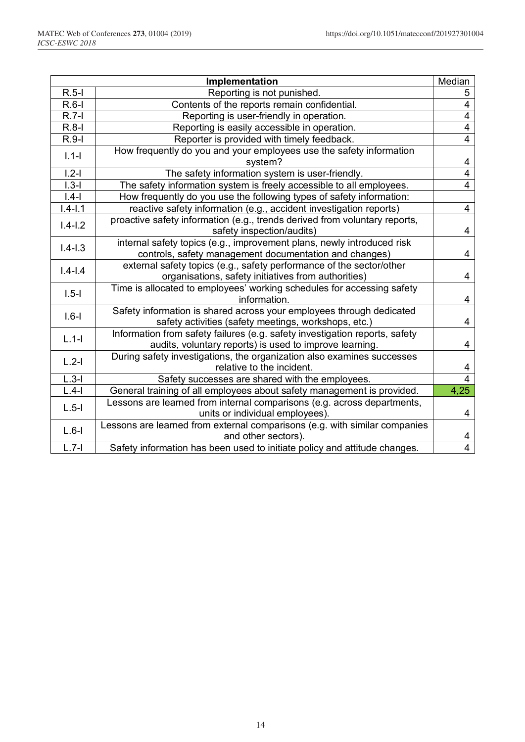| | Implementation | Median |
|---|---|---|
| R.5-I | Reporting is not punished. | 5 |
| R.6-I | Contents of the reports remain confidential. | 4 |
| R.7-I | Reporting is user-friendly in operation. | 4 |
| R.8-I | Reporting is easily accessible in operation. | 4 |
| R.9-I | Reporter is provided with timely feedback. | 4 |
| I.1-I | How frequently do you and your employees use the safety information system? | 4 |
| I.2-I | The safety information system is user-friendly. | 4 |
| I.3-I | The safety information system is freely accessible to all employees. | 4 |
| I.4-I | How frequently do you use the following types of safety information: | |
| I.4-I.1 | reactive safety information (e.g., accident investigation reports) | 4 |
| I.4-I.2 | proactive safety information (e.g., trends derived from voluntary reports, safety inspection/audits) | 4 |
| I.4-I.3 | internal safety topics (e.g., improvement plans, newly introduced risk controls, safety management documentation and changes) | 4 |
| I.4-I.4 | external safety topics (e.g., safety performance of the sector/other organisations, safety initiatives from authorities) | 4 |
| I.5-I | Time is allocated to employees' working schedules for accessing safety information. | 4 |
| I.6-I | Safety information is shared across your employees through dedicated safety activities (safety meetings, workshops, etc.) | 4 |
| L.1-I | Information from safety failures (e.g. safety investigation reports, safety audits, voluntary reports) is used to improve learning. | 4 |
| L.2-I | During safety investigations, the organization also examines successes relative to the incident. | 4 |
| L.3-I | Safety successes are shared with the employees. | 4 |
| L.4-I | General training of all employees about safety management is provided. | 4,25 |
| L.5-I | Lessons are learned from internal comparisons (e.g. across departments, units or individual employees). | 4 |
| L.6-I | Lessons are learned from external comparisons (e.g. with similar companies and other sectors). | 4 |
| L.7-I | Safety information has been used to initiate policy and attitude changes. | 4 |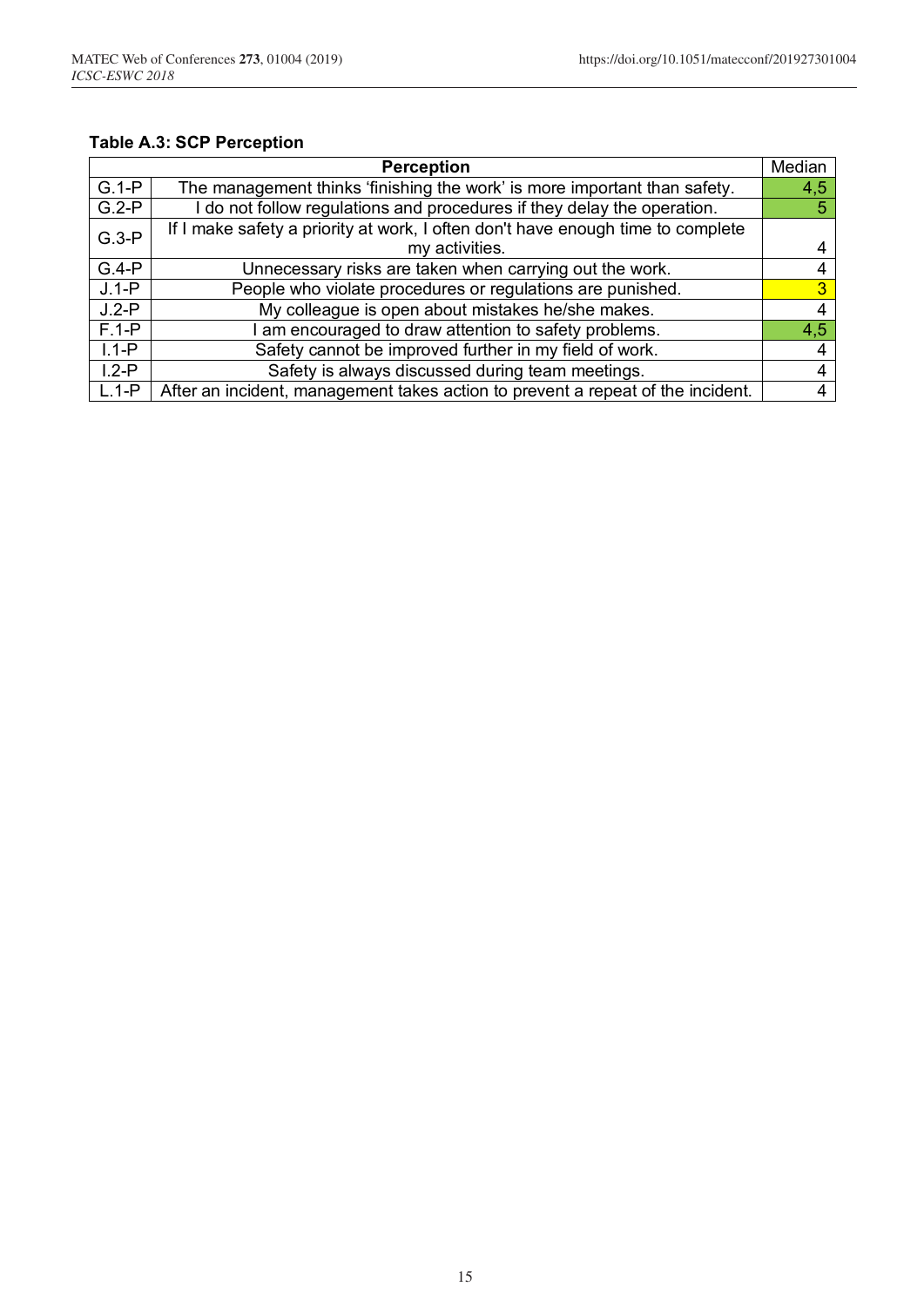**Table A.3: SCP Perception**

| | Perception | Median |
|---|---|---|
| G.1-P | The management thinks 'finishing the work' is more important than safety. | 4,5 |
| G.2-P | I do not follow regulations and procedures if they delay the operation. | 5 |
| G.3-P | If I make safety a priority at work, I often don't have enough time to complete my activities. | 4 |
| G.4-P | Unnecessary risks are taken when carrying out the work. | 4 |
| J.1-P | People who violate procedures or regulations are punished. | 3 |
| J.2-P | My colleague is open about mistakes he/she makes. | 4 |
| F.1-P | I am encouraged to draw attention to safety problems. | 4,5 |
| I.1-P | Safety cannot be improved further in my field of work. | 4 |
| I.2-P | Safety is always discussed during team meetings. | 4 |
| L.1-P | After an incident, management takes action to prevent a repeat of the incident. | 4 |